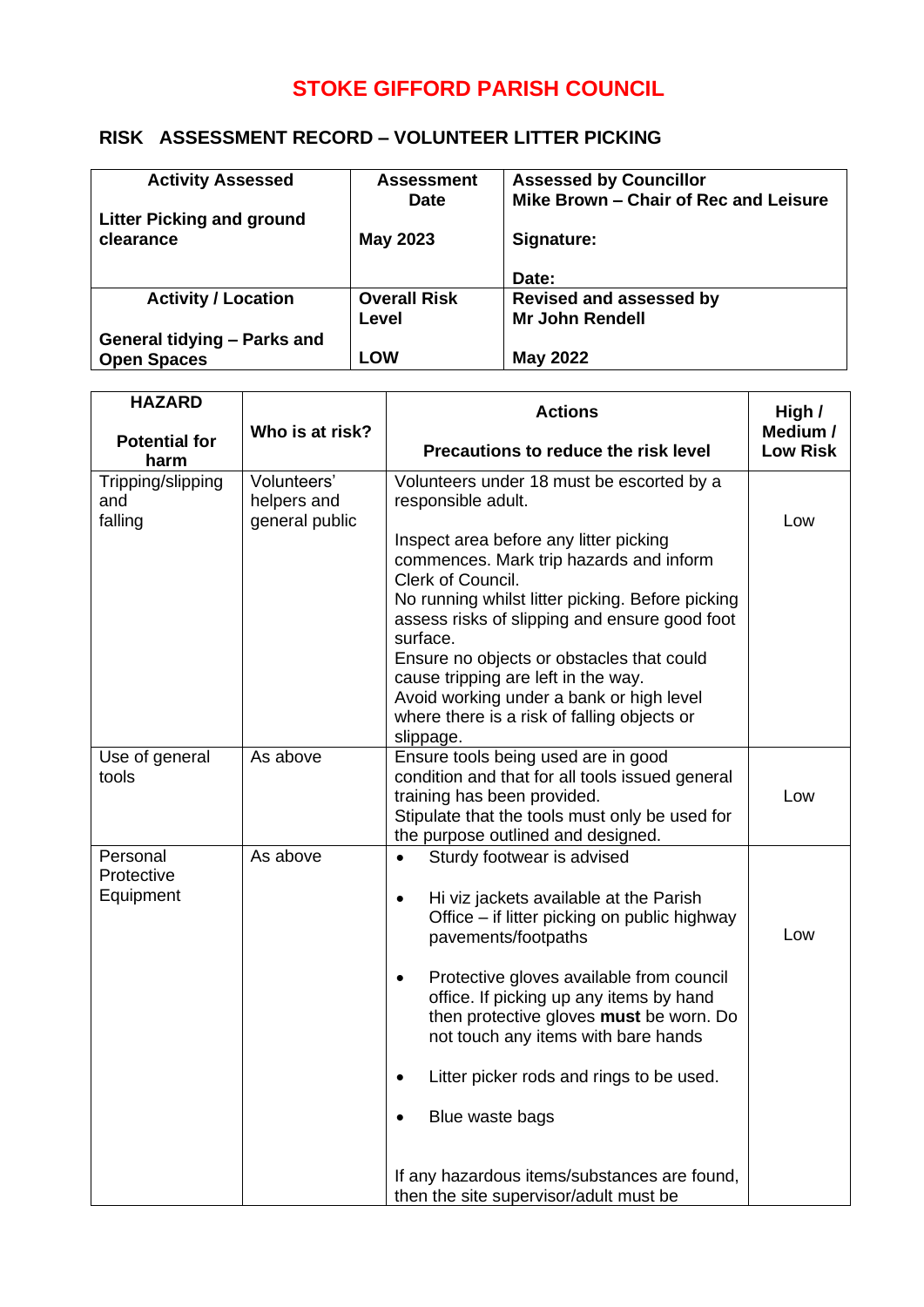# STOKE GIFFORD PARISH COUNCIL

## RISK ASSESSMENT RECORD – VOLUNTEER LITTER PICKING

| **Activity Assessed**<br><br>**Litter Picking and ground clearance** | **Assessment Date**<br><br>**May 2023** | **Assessed by Councillor Mike Brown – Chair of Rec and Leisure**<br><br>**Signature:**<br><br>**Date:** |
|---|---|---|
| **Activity / Location**<br><br>**General tidying – Parks and Open Spaces** | **Overall Risk Level**<br><br>**LOW** | **Revised and assessed by Mr John Rendell**<br><br>**May 2022** |

| **HAZARD**<br><br>**Potential for harm** | **Who is at risk?** | **Actions**<br><br>**Precautions to reduce the risk level** | **High / Medium / Low Risk** |
|---|---|---|---|
| Tripping/slipping and falling | Volunteers' helpers and general public | Volunteers under 18 must be escorted by a responsible adult.<br><br>Inspect area before any litter picking commences. Mark trip hazards and inform Clerk of Council.<br>No running whilst litter picking. Before picking assess risks of slipping and ensure good foot surface.<br>Ensure no objects or obstacles that could cause tripping are left in the way.<br>Avoid working under a bank or high level where there is a risk of falling objects or slippage. | Low |
| Use of general tools | As above | Ensure tools being used are in good condition and that for all tools issued general training has been provided.<br>Stipulate that the tools must only be used for the purpose outlined and designed. | Low |
| Personal Protective Equipment | As above | • Sturdy footwear is advised<br><br>• Hi viz jackets available at the Parish Office – if litter picking on public highway pavements/footpaths<br><br>• Protective gloves available from council office. If picking up any items by hand then protective gloves **must** be worn. Do not touch any items with bare hands<br><br>• Litter picker rods and rings to be used.<br><br>• Blue waste bags<br><br><br>If any hazardous items/substances are found, then the site supervisor/adult must be | Low |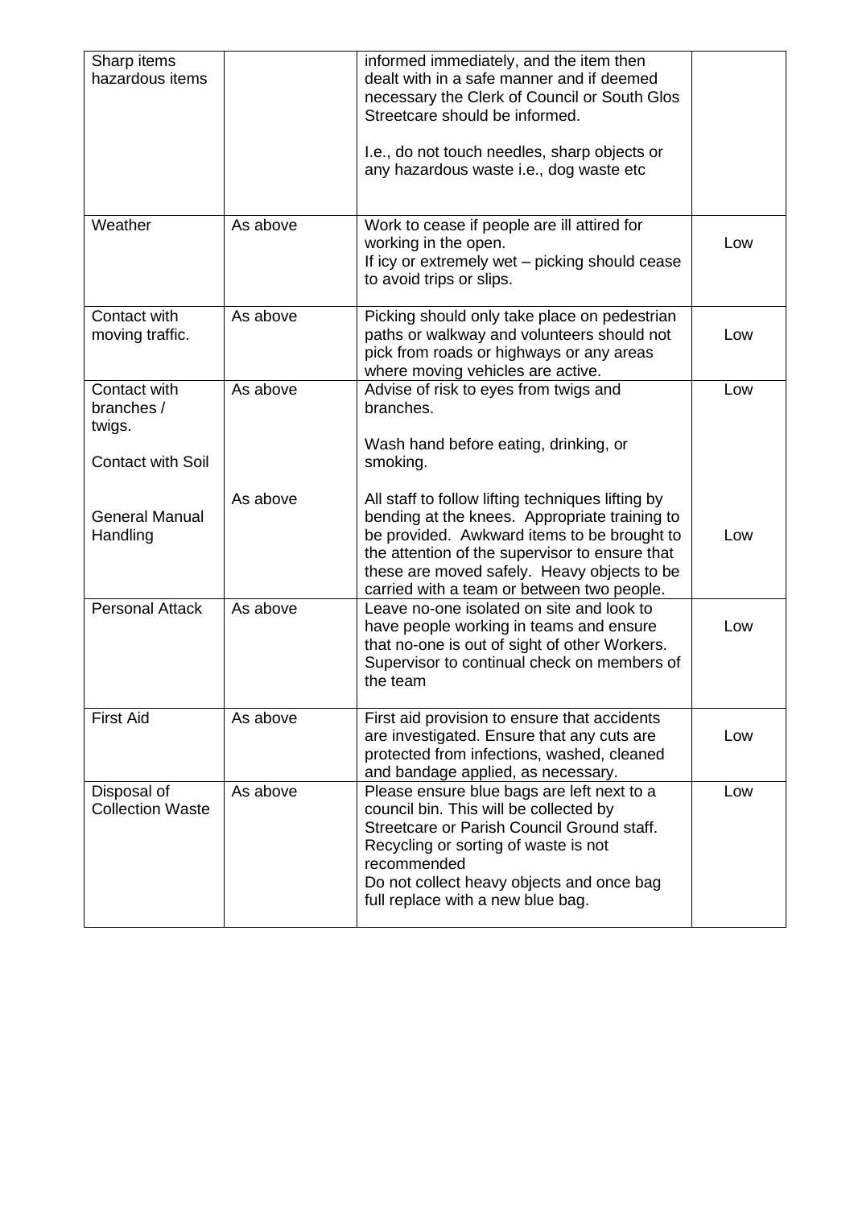| | | | |
|---|---|---|---|
| Sharp items hazardous items | | informed immediately, and the item then dealt with in a safe manner and if deemed necessary the Clerk of Council or South Glos Streetcare should be informed.<br><br>I.e., do not touch needles, sharp objects or any hazardous waste i.e., dog waste etc | |
| Weather | As above | Work to cease if people are ill attired for working in the open.<br>If icy or extremely wet – picking should cease to avoid trips or slips. | Low |
| Contact with moving traffic. | As above | Picking should only take place on pedestrian paths or walkway and volunteers should not pick from roads or highways or any areas where moving vehicles are active. | Low |
| Contact with branches / twigs.<br><br>Contact with Soil | As above | Advise of risk to eyes from twigs and branches.<br><br>Wash hand before eating, drinking, or smoking. | Low |
| General Manual Handling | As above | All staff to follow lifting techniques lifting by bending at the knees. Appropriate training to be provided. Awkward items to be brought to the attention of the supervisor to ensure that these are moved safely. Heavy objects to be carried with a team or between two people. | Low |
| Personal Attack | As above | Leave no-one isolated on site and look to have people working in teams and ensure that no-one is out of sight of other Workers. Supervisor to continual check on members of the team | Low |
| First Aid | As above | First aid provision to ensure that accidents are investigated. Ensure that any cuts are protected from infections, washed, cleaned and bandage applied, as necessary. | Low |
| Disposal of Collection Waste | As above | Please ensure blue bags are left next to a council bin. This will be collected by Streetcare or Parish Council Ground staff. Recycling or sorting of waste is not recommended<br>Do not collect heavy objects and once bag full replace with a new blue bag. | Low |